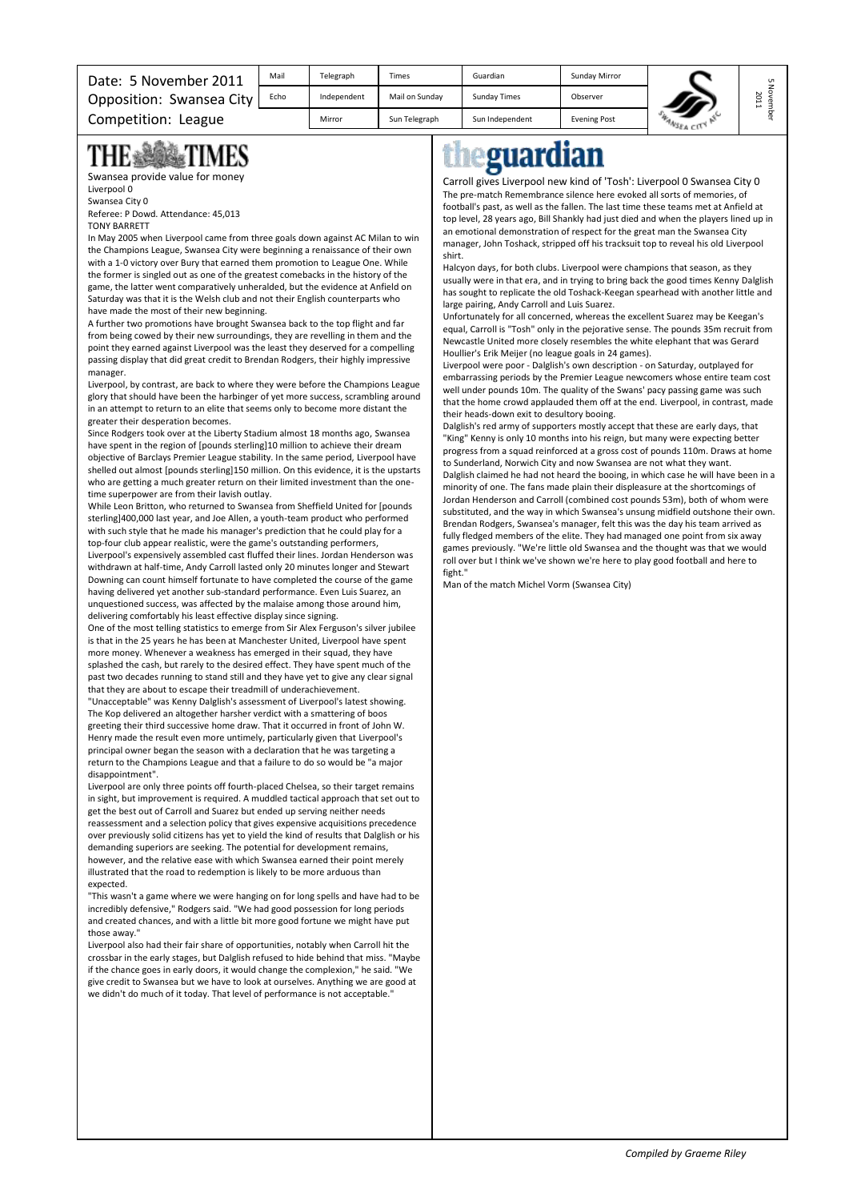Date: 5 November 2011
Opposition: Swansea City
Competition: League

| Mail | Telegraph | Times | Guardian | Sunday Mirror |
|---|---|---|---|---|
| Echo | Independent | Mail on Sunday | Sunday Times | Observer |
| | Mirror | Sun Telegraph | Sun Independent | Evening Post |

# THE TIMES

## Swansea provide value for money

Liverpool 0
Swansea City 0
Referee: P Dowd. Attendance: 45,013
TONY BARRETT

In May 2005 when Liverpool came from three goals down against AC Milan to win the Champions League, Swansea City were beginning a renaissance of their own with a 1-0 victory over Bury that earned them promotion to League One. While the former is singled out as one of the greatest comebacks in the history of the game, the latter went comparatively unheralded, but the evidence at Anfield on Saturday was that it is the Welsh club and not their English counterparts who have made the most of their new beginning.

A further two promotions have brought Swansea back to the top flight and far from being cowed by their new surroundings, they are revelling in them and the point they earned against Liverpool was the least they deserved for a compelling passing display that did great credit to Brendan Rodgers, their highly impressive manager.

Liverpool, by contrast, are back to where they were before the Champions League glory that should have been the harbinger of yet more success, scrambling around in an attempt to return to an elite that seems only to become more distant the greater their desperation becomes.

Since Rodgers took over at the Liberty Stadium almost 18 months ago, Swansea have spent in the region of [pounds sterling]10 million to achieve their dream objective of Barclays Premier League stability. In the same period, Liverpool have shelled out almost [pounds sterling]150 million. On this evidence, it is the upstarts who are getting a much greater return on their limited investment than the one-time superpower are from their lavish outlay.

While Leon Britton, who returned to Swansea from Sheffield United for [pounds sterling]400,000 last year, and Joe Allen, a youth-team product who performed with such style that he made his manager's prediction that he could play for a top-four club appear realistic, were the game's outstanding performers, Liverpool's expensively assembled cast fluffed their lines. Jordan Henderson was withdrawn at half-time, Andy Carroll lasted only 20 minutes longer and Stewart Downing can count himself fortunate to have completed the course of the game having delivered yet another sub-standard performance. Even Luis Suarez, an unquestioned success, was affected by the malaise among those around him, delivering comfortably his least effective display since signing.

One of the most telling statistics to emerge from Sir Alex Ferguson's silver jubilee is that in the 25 years he has been at Manchester United, Liverpool have spent more money. Whenever a weakness has emerged in their squad, they have splashed the cash, but rarely to the desired effect. They have spent much of the past two decades running to stand still and they have yet to give any clear signal that they are about to escape their treadmill of underachievement.

"Unacceptable" was Kenny Dalglish's assessment of Liverpool's latest showing. The Kop delivered an altogether harsher verdict with a smattering of boos greeting their third successive home draw. That it occurred in front of John W. Henry made the result even more untimely, particularly given that Liverpool's principal owner began the season with a declaration that he was targeting a return to the Champions League and that a failure to do so would be "a major disappointment".

Liverpool are only three points off fourth-placed Chelsea, so their target remains in sight, but improvement is required. A muddled tactical approach that set out to get the best out of Carroll and Suarez but ended up serving neither needs reassessment and a selection policy that gives expensive acquisitions precedence over previously solid citizens has yet to yield the kind of results that Dalglish or his demanding superiors are seeking. The potential for development remains, however, and the relative ease with which Swansea earned their point merely illustrated that the road to redemption is likely to be more arduous than expected.

"This wasn't a game where we were hanging on for long spells and have had to be incredibly defensive," Rodgers said. "We had good possession for long periods and created chances, and with a little bit more good fortune we might have put those away."

Liverpool also had their fair share of opportunities, notably when Carroll hit the crossbar in the early stages, but Dalglish refused to hide behind that miss. "Maybe if the chance goes in early doors, it would change the complexion," he said. "We give credit to Swansea but we have to look at ourselves. Anything we are good at we didn't do much of it today. That level of performance is not acceptable."

# theguardian

## Carroll gives Liverpool new kind of 'Tosh': Liverpool 0 Swansea City 0

The pre-match Remembrance silence here evoked all sorts of memories, of football's past, as well as the fallen. The last time these teams met at Anfield at top level, 28 years ago, Bill Shankly had just died and when the players lined up in an emotional demonstration of respect for the great man the Swansea City manager, John Toshack, stripped off his tracksuit top to reveal his old Liverpool shirt.

Halcyon days, for both clubs. Liverpool were champions that season, as they usually were in that era, and in trying to bring back the good times Kenny Dalglish has sought to replicate the old Toshack-Keegan spearhead with another little and large pairing, Andy Carroll and Luis Suarez.

Unfortunately for all concerned, whereas the excellent Suarez may be Keegan's equal, Carroll is "Tosh" only in the pejorative sense. The pounds 35m recruit from Newcastle United more closely resembles the white elephant that was Gerard Houllier's Erik Meijer (no league goals in 24 games).

Liverpool were poor - Dalglish's own description - on Saturday, outplayed for embarrassing periods by the Premier League newcomers whose entire team cost well under pounds 10m. The quality of the Swans' pacy passing game was such that the home crowd applauded them off at the end. Liverpool, in contrast, made their heads-down exit to desultory booing.

Dalglish's red army of supporters mostly accept that these are early days, that "King" Kenny is only 10 months into his reign, but many were expecting better progress from a squad reinforced at a gross cost of pounds 110m. Draws at home to Sunderland, Norwich City and now Swansea are not what they want.

Dalglish claimed he had not heard the booing, in which case he will have been in a minority of one. The fans made plain their displeasure at the shortcomings of Jordan Henderson and Carroll (combined cost pounds 53m), both of whom were substituted, and the way in which Swansea's unsung midfield outshone their own. Brendan Rodgers, Swansea's manager, felt this was the day his team arrived as fully fledged members of the elite. They had managed one point from six away games previously. "We're little old Swansea and the thought was that we would roll over but I think we've shown we're here to play good football and here to fight."

Man of the match Michel Vorm (Swansea City)

*Compiled by Graeme Riley*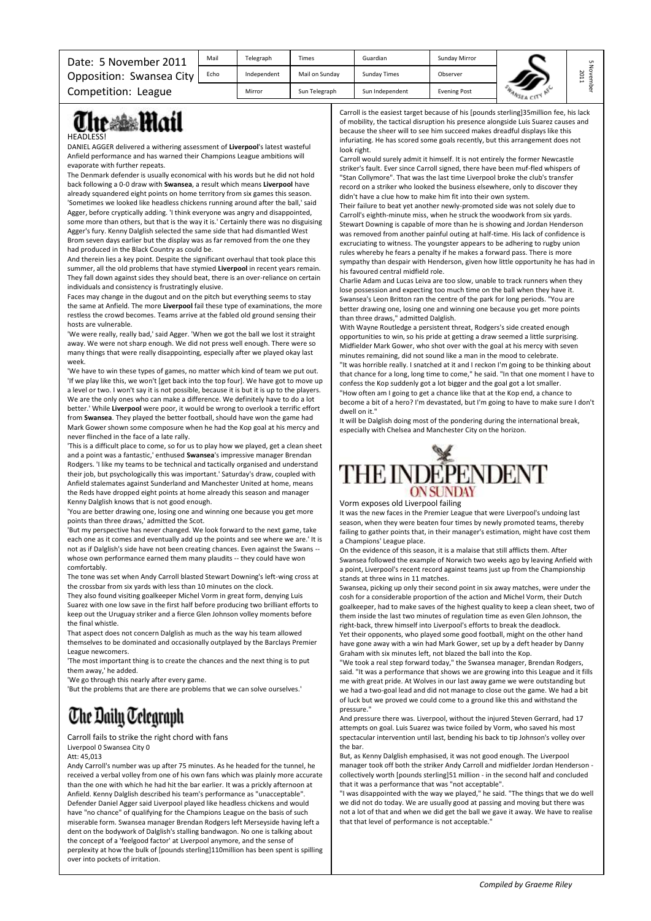| Date: 5 November 2011 | Mail | Telegraph | Times | Guardian | Sunday Mirror |
|---|---|---|---|---|---|
| Opposition: Swansea City | Echo | Independent | Mail on Sunday | Sunday Times | Observer |
| Competition: League | | Mirror | Sun Telegraph | Sun Independent | Evening Post |

## The Mail

HEADLESS!

DANIEL AGGER delivered a withering assessment of **Liverpool**'s latest wasteful Anfield performance and has warned their Champions League ambitions will evaporate with further repeats.

The Denmark defender is usually economical with his words but he did not hold back following a 0-0 draw with **Swansea**, a result which means **Liverpool** have already squandered eight points on home territory from six games this season.

'Sometimes we looked like headless chickens running around after the ball,' said Agger, before cryptically adding. 'I think everyone was angry and disappointed, some more than others, but that is the way it is.' Certainly there was no disguising Agger's fury. Kenny Dalglish selected the same side that had dismantled West Brom seven days earlier but the display was as far removed from the one they had produced in the Black Country as could be.

And therein lies a key point. Despite the significant overhaul that took place this summer, all the old problems that have stymied **Liverpool** in recent years remain. They fall down against sides they should beat, there is an over-reliance on certain individuals and consistency is frustratingly elusive.

Faces may change in the dugout and on the pitch but everything seems to stay the same at Anfield. The more **Liverpool** fail these type of examinations, the more restless the crowd becomes. Teams arrive at the fabled old ground sensing their hosts are vulnerable.

'We were really, really bad,' said Agger. 'When we got the ball we lost it straight away. We were not sharp enough. We did not press well enough. There were so many things that were really disappointing, especially after we played okay last week.

'We have to win these types of games, no matter which kind of team we put out. 'If we play like this, we won't [get back into the top four]. We have got to move up a level or two. I won't say it is not possible, because it is but it is up to the players. We are the only ones who can make a difference. We definitely have to do a lot better.' While **Liverpool** were poor, it would be wrong to overlook a terrific effort from **Swansea**. They played the better football, should have won the game had Mark Gower shown some composure when he had the Kop goal at his mercy and never flinched in the face of a late rally.

'This is a difficult place to come, so for us to play how we played, get a clean sheet and a point was a fantastic,' enthused **Swansea**'s impressive manager Brendan Rodgers. 'I like my teams to be technical and tactically organised and understand their job, but psychologically this was important.' Saturday's draw, coupled with Anfield stalemates against Sunderland and Manchester United at home, means the Reds have dropped eight points at home already this season and manager Kenny Dalglish knows that is not good enough.

'You are better drawing one, losing one and winning one because you get more points than three draws,' admitted the Scot.

'But my perspective has never changed. We look forward to the next game, take each one as it comes and eventually add up the points and see where we are.' It is not as if Dalglish's side have not been creating chances. Even against the Swans -- whose own performance earned them many plaudits -- they could have won comfortably.

The tone was set when Andy Carroll blasted Stewart Downing's left-wing cross at the crossbar from six yards with less than 10 minutes on the clock.

They also found visiting goalkeeper Michel Vorm in great form, denying Luis Suarez with one low save in the first half before producing two brilliant efforts to keep out the Uruguay striker and a fierce Glen Johnson volley moments before the final whistle.

That aspect does not concern Dalglish as much as the way his team allowed themselves to be dominated and occasionally outplayed by the Barclays Premier League newcomers.

'The most important thing is to create the chances and the next thing is to put them away,' he added.

'We go through this nearly after every game.

'But the problems that are there are problems that we can solve ourselves.'

## The Daily Telegraph

Carroll fails to strike the right chord with fans

Liverpool 0 Swansea City 0

Att: 45,013

Andy Carroll's number was up after 75 minutes. As he headed for the tunnel, he received a verbal volley from one of his own fans which was plainly more accurate than the one with which he had hit the bar earlier. It was a prickly afternoon at Anfield. Kenny Dalglish described his team's performance as "unacceptable". Defender Daniel Agger said Liverpool played like headless chickens and would have "no chance" of qualifying for the Champions League on the basis of such miserable form. Swansea manager Brendan Rodgers left Merseyside having left a dent on the bodywork of Dalglish's stalling bandwagon. No one is talking about the concept of a 'feelgood factor' at Liverpool anymore, and the sense of perplexity at how the bulk of [pounds sterling]110million has been spent is spilling over into pockets of irritation.

Carroll is the easiest target because of his [pounds sterling]35million fee, his lack of mobility, the tactical disruption his presence alongside Luis Suarez causes and because the sheer will to see him succeed makes dreadful displays like this infuriating. He has scored some goals recently, but this arrangement does not look right.

Carroll would surely admit it himself. It is not entirely the former Newcastle striker's fault. Ever since Carroll signed, there have been muf-fled whispers of "Stan Collymore". That was the last time Liverpool broke the club's transfer record on a striker who looked the business elsewhere, only to discover they didn't have a clue how to make him fit into their own system.

Their failure to beat yet another newly-promoted side was not solely due to Carroll's eighth-minute miss, when he struck the woodwork from six yards. Stewart Downing is capable of more than he is showing and Jordan Henderson was removed from another painful outing at half-time. His lack of confidence is excruciating to witness. The youngster appears to be adhering to rugby union rules whereby he fears a penalty if he makes a forward pass. There is more sympathy than despair with Henderson, given how little opportunity he has had in his favoured central midfield role.

Charlie Adam and Lucas Leiva are too slow, unable to track runners when they lose possession and expecting too much time on the ball when they have it. Swansea's Leon Britton ran the centre of the park for long periods. "You are better drawing one, losing one and winning one because you get more points than three draws," admitted Dalglish.

With Wayne Routledge a persistent threat, Rodgers's side created enough opportunities to win, so his pride at getting a draw seemed a little surprising. Midfielder Mark Gower, who shot over with the goal at his mercy with seven minutes remaining, did not sound like a man in the mood to celebrate.

"It was horrible really. I snatched at it and I reckon I'm going to be thinking about that chance for a long, long time to come," he said. "In that one moment I have to confess the Kop suddenly got a lot bigger and the goal got a lot smaller.

"How often am I going to get a chance like that at the Kop end, a chance to become a bit of a hero? I'm devastated, but I'm going to have to make sure I don't dwell on it."

It will be Dalglish doing most of the pondering during the international break, especially with Chelsea and Manchester City on the horizon.

## THE INDEPENDENT ON SUNDAY

Vorm exposes old Liverpool failing

It was the new faces in the Premier League that were Liverpool's undoing last season, when they were beaten four times by newly promoted teams, thereby failing to gather points that, in their manager's estimation, might have cost them a Champions' League place.

On the evidence of this season, it is a malaise that still afflicts them. After Swansea followed the example of Norwich two weeks ago by leaving Anfield with a point, Liverpool's recent record against teams just up from the Championship stands at three wins in 11 matches.

Swansea, picking up only their second point in six away matches, were under the cosh for a considerable proportion of the action and Michel Vorm, their Dutch goalkeeper, had to make saves of the highest quality to keep a clean sheet, two of them inside the last two minutes of regulation time as even Glen Johnson, the right-back, threw himself into Liverpool's efforts to break the deadlock.

Yet their opponents, who played some good football, might on the other hand have gone away with a win had Mark Gower, set up by a deft header by Danny Graham with six minutes left, not blazed the ball into the Kop.

"We took a real step forward today," the Swansea manager, Brendan Rodgers, said. "It was a performance that shows we are growing into this League and it fills me with great pride. At Wolves in our last away game we were outstanding but we had a two-goal lead and did not manage to close out the game. We had a bit of luck but we proved we could come to a ground like this and withstand the pressure."

And pressure there was. Liverpool, without the injured Steven Gerrard, had 17 attempts on goal. Luis Suarez was twice foiled by Vorm, who saved his most spectacular intervention until last, bending his back to tip Johnson's volley over the bar.

But, as Kenny Dalglish emphasised, it was not good enough. The Liverpool manager took off both the striker Andy Carroll and midfielder Jordan Henderson - collectively worth [pounds sterling]51 million - in the second half and concluded that it was a performance that was "not acceptable".

"I was disappointed with the way we played," he said. "The things that we do well we did not do today. We are usually good at passing and moving but there was not a lot of that and when we did get the ball we gave it away. We have to realise that that level of performance is not acceptable."

*Compiled by Graeme Riley*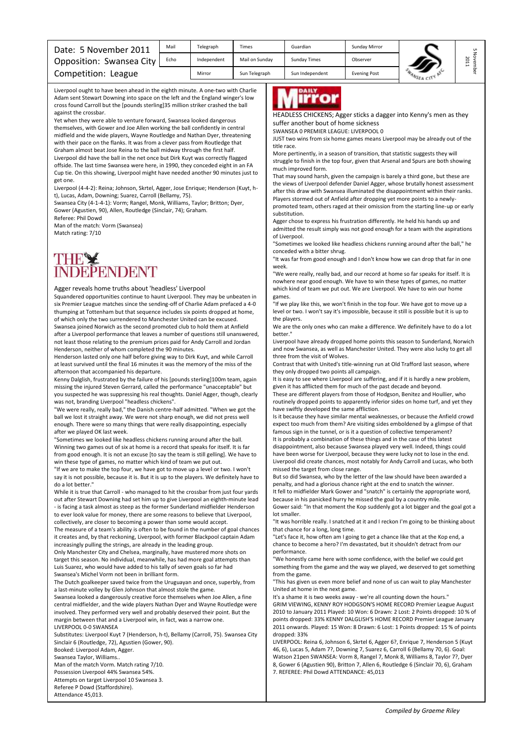| Date: 5 November 2011 | Mail | Telegraph | Times | Guardian | Sunday Mirror |
|---|---|---|---|---|---|
| Opposition: Swansea City | Echo | Independent | Mail on Sunday | Sunday Times | Observer |
| Competition: League | | Mirror | Sun Telegraph | Sun Independent | Evening Post |

Liverpool ought to have been ahead in the eighth minute. A one-two with Charlie Adam sent Stewart Downing into space on the left and the England winger's low cross found Carroll but the [pounds sterling]35 million striker crashed the ball against the crossbar.

Yet when they were able to venture forward, Swansea looked dangerous themselves, with Gower and Joe Allen working the ball confidently in central midfield and the wide players, Wayne Routledge and Nathan Dyer, threatening with their pace on the flanks. It was from a clever pass from Routledge that Graham almost beat Jose Reina to the ball midway through the first half.

Liverpool did have the ball in the net once but Dirk Kuyt was correctly flagged offside. The last time Swansea were here, in 1990, they conceded eight in an FA Cup tie. On this showing, Liverpool might have needed another 90 minutes just to get one.

Liverpool (4-4-2): Reina; Johnson, Skrtel, Agger, Jose Enrique; Henderson (Kuyt, h-t), Lucas, Adam, Downing; Suarez, Carroll (Bellamy, 75).

Swansea City (4-1-4-1): Vorm; Rangel, Monk, Williams, Taylor; Britton; Dyer, Gower (Agustien, 90), Allen, Routledge (Sinclair, 74); Graham.

Referee: Phil Dowd

Man of the match: Vorm (Swansea)

Match rating: 7/10

# THE INDEPENDENT

## Agger reveals home truths about 'headless' Liverpool

Squandered opportunities continue to haunt Liverpool. They may be unbeaten in six Premier League matches since the sending-off of Charlie Adam prefaced a 4-0 thumping at Tottenham but that sequence includes six points dropped at home, of which only the two surrendered to Manchester United can be excused.

Swansea joined Norwich as the second promoted club to hold them at Anfield after a Liverpool performance that leaves a number of questions still unanswered, not least those relating to the premium prices paid for Andy Carroll and Jordan Henderson, neither of whom completed the 90 minutes.

Henderson lasted only one half before giving way to Dirk Kuyt, and while Carroll at least survived until the final 16 minutes it was the memory of the miss of the afternoon that accompanied his departure.

Kenny Dalglish, frustrated by the failure of his [pounds sterling]100m team, again missing the injured Steven Gerrard, called the performance "unacceptable" but you suspected he was suppressing his real thoughts. Daniel Agger, though, clearly was not, branding Liverpool "headless chickens".

"We were really, really bad," the Danish centre-half admitted. "When we got the ball we lost it straight away. We were not sharp enough, we did not press well enough. There were so many things that were really disappointing, especially after we played OK last week.

"Sometimes we looked like headless chickens running around after the ball. Winning two games out of six at home is a record that speaks for itself. It is far from good enough. It is not an excuse [to say the team is still gelling]. We have to win these type of games, no matter which kind of team we put out.

"If we are to make the top four, we have got to move up a level or two. I won't say it is not possible, because it is. But it is up to the players. We definitely have to do a lot better."

While it is true that Carroll - who managed to hit the crossbar from just four yards out after Stewart Downing had set him up to give Liverpool an eighth-minute lead - is facing a task almost as steep as the former Sunderland midfielder Henderson to ever look value for money, there are some reasons to believe that Liverpool, collectively, are closer to becoming a power than some would accept.

The measure of a team's ability is often to be found in the number of goal chances it creates and, by that reckoning, Liverpool, with former Blackpool captain Adam increasingly pulling the strings, are already in the leading group.

Only Manchester City and Chelsea, marginally, have mustered more shots on target this season. No individual, meanwhile, has had more goal attempts than Luis Suarez, who would have added to his tally of seven goals so far had Swansea's Michel Vorm not been in brilliant form.

The Dutch goalkeeper saved twice from the Uruguayan and once, superbly, from a last-minute volley by Glen Johnson that almost stole the game.

Swansea looked a dangerously creative force themselves when Joe Allen, a fine central midfielder, and the wide players Nathan Dyer and Wayne Routledge were involved. They performed very well and probably deserved their point. But the margin between that and a Liverpool win, in fact, was a narrow one.

LIVERPOOL 0-0 SWANSEA

Substitutes: Liverpool Kuyt 7 (Henderson, h-t), Bellamy (Carroll, 75). Swansea City Sinclair 6 (Routledge, 72), Agustien (Gower, 90).

Booked: Liverpool Adam, Agger.

Swansea Taylor, Williams..

Man of the match Vorm. Match rating 7/10.

Possession Liverpool 44% Swansea 54%.

Attempts on target Liverpool 10 Swansea 3.

Referee P Dowd (Staffordshire).

Attendance 45,013.

# Daily Mirror

## HEADLESS CHICKENS; Agger sticks a dagger into Kenny's men as they suffer another bout of home sickness

SWANSEA 0 PREMIER LEAGUE: LIVERPOOL 0

JUST two wins from six home games means Liverpool may be already out of the title race.

More pertinently, in a season of transition, that statistic suggests they will struggle to finish in the top four, given that Arsenal and Spurs are both showing much improved form.

That may sound harsh, given the campaign is barely a third gone, but these are the views of Liverpool defender Daniel Agger, whose brutally honest assessment after this draw with Swansea illuminated the disappointment within their ranks.

Players stormed out of Anfield after dropping yet more points to a newly-promoted team, others raged at their omission from the starting line-up or early substitution.

Agger chose to express his frustration differently. He held his hands up and admitted the result simply was not good enough for a team with the aspirations of Liverpool.

"Sometimes we looked like headless chickens running around after the ball," he conceded with a bitter shrug.

"It was far from good enough and I don't know how we can drop that far in one week.

"We were really, really bad, and our record at home so far speaks for itself. It is nowhere near good enough. We have to win these types of games, no matter which kind of team we put out. We are Liverpool. We have to win our home games.

"If we play like this, we won't finish in the top four. We have got to move up a level or two. I won't say it's impossible, because it still is possible but it is up to the players.

We are the only ones who can make a difference. We definitely have to do a lot better."

Liverpool have already dropped home points this season to Sunderland, Norwich and now Swansea, as well as Manchester United. They were also lucky to get all three from the visit of Wolves.

Contrast that with United's title-winning run at Old Trafford last season, where they only dropped two points all campaign.

It is easy to see where Liverpool are suffering, and if it is hardly a new problem, given it has afflicted them for much of the past decade and beyond.

These are different players from those of Hodgson, Benitez and Houllier, who routinely dropped points to apparently inferior sides on home turf, and yet they have swiftly developed the same affliction.

Is it because they have similar mental weaknesses, or because the Anfield crowd expect too much from them? Are visiting sides emboldened by a glimpse of that famous sign in the tunnel, or is it a question of collective temperament?

It is probably a combination of these things and in the case of this latest disappointment, also because Swansea played very well. Indeed, things could have been worse for Liverpool, because they were lucky not to lose in the end.

Liverpool did create chances, most notably for Andy Carroll and Lucas, who both missed the target from close range.

But so did Swansea, who by the letter of the law should have been awarded a penalty, and had a glorious chance right at the end to snatch the winner.

It fell to midfielder Mark Gower and "snatch" is certainly the appropriate word, because in his panicked hurry he missed the goal by a country mile.

Gower said: "In that moment the Kop suddenly got a lot bigger and the goal got a lot smaller.

"It was horrible really. I snatched at it and I reckon I'm going to be thinking about that chance for a long, long time.

"Let's face it, how often am I going to get a chance like that at the Kop end, a chance to become a hero? I'm devastated, but it shouldn't detract from our performance.

"We honestly came here with some confidence, with the belief we could get something from the game and the way we played, we deserved to get something from the game.

"This has given us even more belief and none of us can wait to play Manchester United at home in the next game.

It's a shame it is two weeks away - we're all counting down the hours."

GRIM VIEWING, KENNY ROY HODGSON'S HOME RECORD Premier League August 2010 to January 2011 Played: 10 Won: 6 Drawn: 2 Lost: 2 Points dropped: 10 % of points dropped: 33% KENNY DALGLISH'S HOME RECORD Premier League January 2011 onwards. Played: 15 Won: 8 Drawn: 6 Lost: 1 Points dropped: 15 % of points dropped: 33%

LIVERPOOL: Reina 6, Johnson 6, Skrtel 6, Agger 6?, Enrique 7, Henderson 5 (Kuyt 46, 6), Lucas 5, Adam 7?, Downing 7, Suarez 6, Carroll 6 (Bellamy 70, 6). Goal: Watson 21pen SWANSEA: Vorm 8, Rangel 7, Monk 8, Williams 8, Taylor 7?, Dyer 8, Gower 6 (Agustien 90), Britton 7, Allen 6, Routledge 6 (Sinclair 70, 6), Graham 7. REFEREE: Phil Dowd ATTENDANCE: 45,013

*Compiled by Graeme Riley*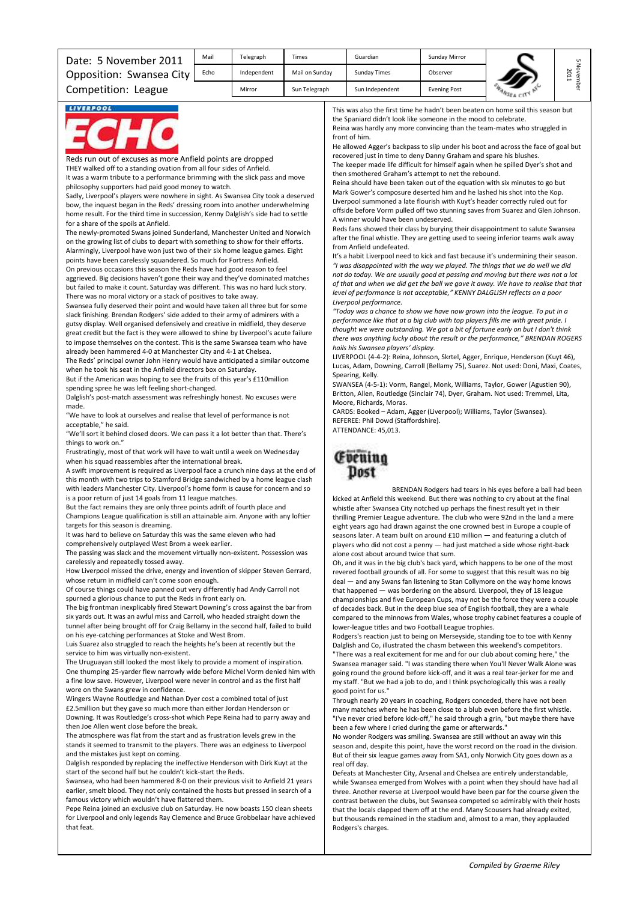| Date: 5 November 2011 | Mail | Telegraph | Times | Guardian | Sunday Mirror |
|---|---|---|---|---|---|
| Opposition: Swansea City | Echo | Independent | Mail on Sunday | Sunday Times | Observer |
| Competition: League | | Mirror | Sun Telegraph | Sun Independent | Evening Post |

## LIVERPOOL ECHO

### Reds run out of excuses as more Anfield points are dropped

THEY walked off to a standing ovation from all four sides of Anfield.

It was a warm tribute to a performance brimming with the slick pass and move philosophy supporters had paid good money to watch.

Sadly, Liverpool's players were nowhere in sight. As Swansea City took a deserved bow, the inquest began in the Reds' dressing room into another underwhelming home result. For the third time in succession, Kenny Dalglish's side had to settle for a share of the spoils at Anfield.

The newly-promoted Swans joined Sunderland, Manchester United and Norwich on the growing list of clubs to depart with something to show for their efforts. Alarmingly, Liverpool have won just two of their six home league games. Eight points have been carelessly squandered. So much for Fortress Anfield.

On previous occasions this season the Reds have had good reason to feel aggrieved. Big decisions haven't gone their way and they've dominated matches but failed to make it count. Saturday was different. This was no hard luck story. There was no moral victory or a stack of positives to take away.

Swansea fully deserved their point and would have taken all three but for some slack finishing. Brendan Rodgers' side added to their army of admirers with a gutsy display. Well organised defensively and creative in midfield, they deserve great credit but the fact is they were allowed to shine by Liverpool's acute failure to impose themselves on the contest. This is the same Swansea team who have already been hammered 4-0 at Manchester City and 4-1 at Chelsea.

The Reds' principal owner John Henry would have anticipated a similar outcome when he took his seat in the Anfield directors box on Saturday.

But if the American was hoping to see the fruits of this year's £110million spending spree he was left feeling short-changed.

Dalglish's post-match assessment was refreshingly honest. No excuses were made.

"We have to look at ourselves and realise that level of performance is not acceptable," he said.

"We'll sort it behind closed doors. We can pass it a lot better than that. There's things to work on."

Frustratingly, most of that work will have to wait until a week on Wednesday when his squad reassembles after the international break.

A swift improvement is required as Liverpool face a crunch nine days at the end of this month with two trips to Stamford Bridge sandwiched by a home league clash with leaders Manchester City. Liverpool's home form is cause for concern and so is a poor return of just 14 goals from 11 league matches.

But the fact remains they are only three points adrift of fourth place and Champions League qualification is still an attainable aim. Anyone with any loftier targets for this season is dreaming.

It was hard to believe on Saturday this was the same eleven who had comprehensively outplayed West Brom a week earlier.

The passing was slack and the movement virtually non-existent. Possession was carelessly and repeatedly tossed away.

How Liverpool missed the drive, energy and invention of skipper Steven Gerrard, whose return in midfield can't come soon enough.

Of course things could have panned out very differently had Andy Carroll not spurned a glorious chance to put the Reds in front early on.

The big frontman inexplicably fired Stewart Downing's cross against the bar from six yards out. It was an awful miss and Carroll, who headed straight down the tunnel after being brought off for Craig Bellamy in the second half, failed to build on his eye-catching performances at Stoke and West Brom.

Luis Suarez also struggled to reach the heights he's been at recently but the service to him was virtually non-existent.

The Uruguayan still looked the most likely to provide a moment of inspiration. One thumping 25-yarder flew narrowly wide before Michel Vorm denied him with a fine low save. However, Liverpool were never in control and as the first half wore on the Swans grew in confidence.

Wingers Wayne Routledge and Nathan Dyer cost a combined total of just £2.5million but they gave so much more than either Jordan Henderson or Downing. It was Routledge's cross-shot which Pepe Reina had to parry away and then Joe Allen went close before the break.

The atmosphere was flat from the start and as frustration levels grew in the stands it seemed to transmit to the players. There was an edginess to Liverpool and the mistakes just kept on coming.

Dalglish responded by replacing the ineffective Henderson with Dirk Kuyt at the start of the second half but he couldn't kick-start the Reds.

Swansea, who had been hammered 8-0 on their previous visit to Anfield 21 years earlier, smelt blood. They not only contained the hosts but pressed in search of a famous victory which wouldn't have flattered them.

Pepe Reina joined an exclusive club on Saturday. He now boasts 150 clean sheets for Liverpool and only legends Ray Clemence and Bruce Grobbelaar have achieved that feat.

This was also the first time he hadn't been beaten on home soil this season but the Spaniard didn't look like someone in the mood to celebrate.

Reina was hardly any more convincing than the team-mates who struggled in front of him.

He allowed Agger's backpass to slip under his boot and across the face of goal but recovered just in time to deny Danny Graham and spare his blushes.

The keeper made life difficult for himself again when he spilled Dyer's shot and then smothered Graham's attempt to net the rebound.

Reina should have been taken out of the equation with six minutes to go but Mark Gower's composure deserted him and he lashed his shot into the Kop.

Liverpool summoned a late flourish with Kuyt's header correctly ruled out for offside before Vorm pulled off two stunning saves from Suarez and Glen Johnson. A winner would have been undeserved.

Reds fans showed their class by burying their disappointment to salute Swansea after the final whistle. They are getting used to seeing inferior teams walk away from Anfield undefeated.

It's a habit Liverpool need to kick and fast because it's undermining their season.

*"I was disappointed with the way we played. The things that we do well we did not do today. We are usually good at passing and moving but there was not a lot of that and when we did get the ball we gave it away. We have to realise that that level of performance is not acceptable," KENNY DALGLISH reflects on a poor Liverpool performance.*

*"Today was a chance to show we have now grown into the league. To put in a performance like that at a big club with top players fills me with great pride. I thought we were outstanding. We got a bit of fortune early on but I don't think there was anything lucky about the result or the performance," BRENDAN ROGERS hails his Swansea players' display.*

LIVERPOOL (4-4-2): Reina, Johnson, Skrtel, Agger, Enrique, Henderson (Kuyt 46), Lucas, Adam, Downing, Carroll (Bellamy 75), Suarez. Not used: Doni, Maxi, Coates, Spearing, Kelly.

SWANSEA (4-5-1): Vorm, Rangel, Monk, Williams, Taylor, Gower (Agustien 90), Britton, Allen, Routledge (Sinclair 74), Dyer, Graham. Not used: Tremmel, Lita, Moore, Richards, Moras.

CARDS: Booked – Adam, Agger (Liverpool); Williams, Taylor (Swansea).

REFEREE: Phil Dowd (Staffordshire).

ATTENDANCE: 45,013.

## Evening Post

BRENDAN Rodgers had tears in his eyes before a ball had been kicked at Anfield this weekend. But there was nothing to cry about at the final whistle after Swansea City notched up perhaps the finest result yet in their thrilling Premier League adventure. The club who were 92nd in the land a mere eight years ago had drawn against the one crowned best in Europe a couple of seasons later. A team built on around £10 million — and featuring a clutch of players who did not cost a penny — had just matched a side whose right-back alone cost about around twice that sum.

Oh, and it was in the big club's back yard, which happens to be one of the most revered football grounds of all. For some to suggest that this result was no big deal — and any Swans fan listening to Stan Collymore on the way home knows that happened — was bordering on the absurd. Liverpool, they of 18 league championships and five European Cups, may not be the force they were a couple of decades back. But in the deep blue sea of English football, they are a whale compared to the minnows from Wales, whose trophy cabinet features a couple of lower-league titles and two Football League trophies.

Rodgers's reaction just to being on Merseyside, standing toe to toe with Kenny Dalglish and Co, illustrated the chasm between this weekend's competitors. "There was a real excitement for me and for our club about coming here," the Swansea manager said. "I was standing there when You'll Never Walk Alone was going round the ground before kick-off, and it was a real tear-jerker for me and my staff. "But we had a job to do, and I think psychologically this was a really good point for us."

Through nearly 20 years in coaching, Rodgers conceded, there have not been many matches where he has been close to a blub even before the first whistle. "I've never cried before kick-off," he said through a grin, "but maybe there have been a few where I cried during the game or afterwards."

No wonder Rodgers was smiling. Swansea are still without an away win this season and, despite this point, have the worst record on the road in the division. But of their six league games away from SA1, only Norwich City goes down as a real off day.

Defeats at Manchester City, Arsenal and Chelsea are entirely understandable, while Swansea emerged from Wolves with a point when they should have had all three. Another reverse at Liverpool would have been par for the course given the contrast between the clubs, but Swansea competed so admirably with their hosts that the locals clapped them off at the end. Many Scousers had already exited, but thousands remained in the stadium and, almost to a man, they applauded Rodgers's charges.

*Compiled by Graeme Riley*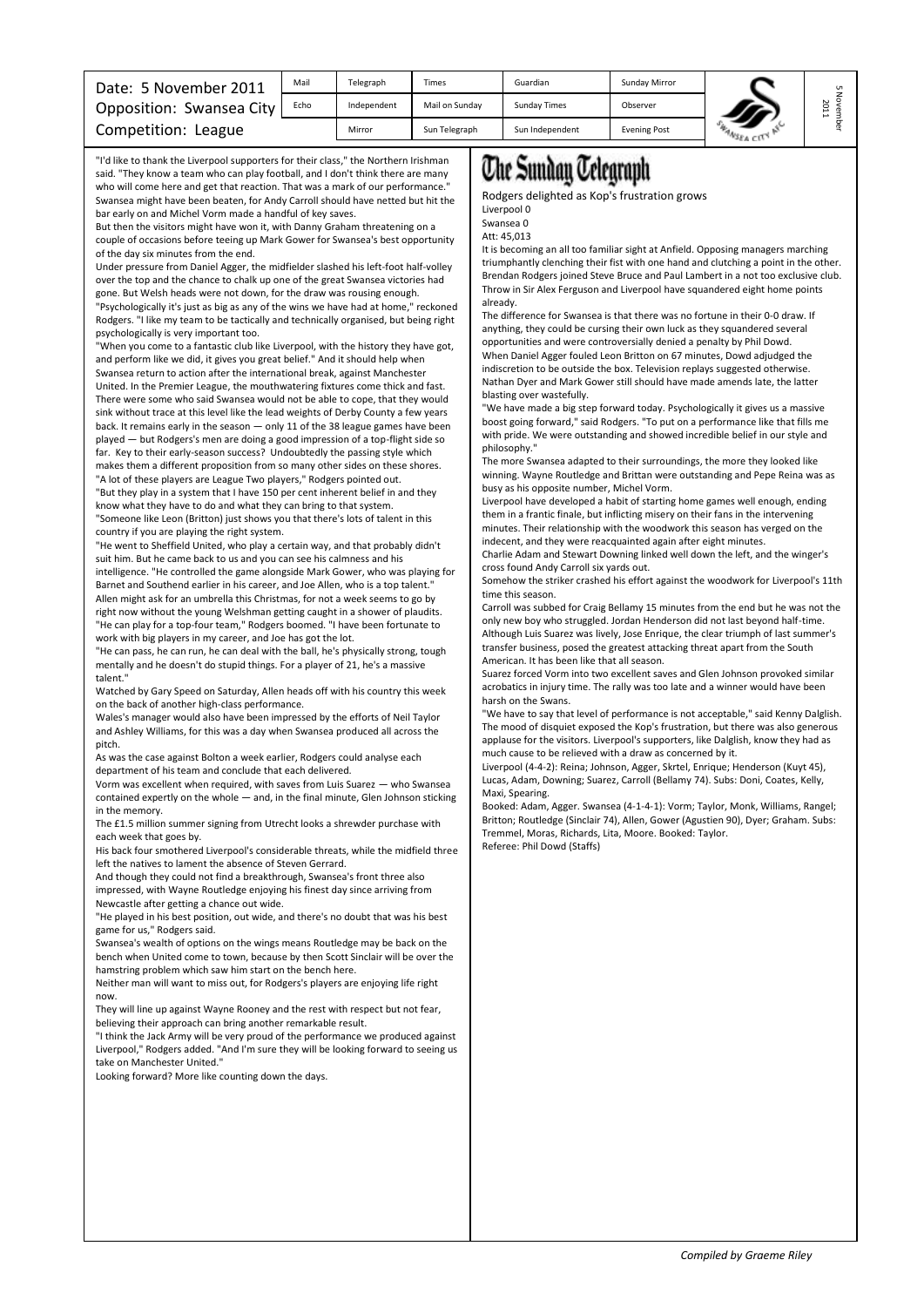Date: 5 November 2011
Opposition: Swansea City
Competition: League

| | | | | | |
|---|---|---|---|---|---|
| Mail | Telegraph | Times | Guardian | Sunday Mirror | |
| Echo | Independent | Mail on Sunday | Sunday Times | Observer | |
| | Mirror | Sun Telegraph | Sun Independent | Evening Post | |

"I'd like to thank the Liverpool supporters for their class," the Northern Irishman said. "They know a team who can play football, and I don't think there are many who will come here and get that reaction. That was a mark of our performance."
Swansea might have been beaten, for Andy Carroll should have netted but hit the bar early on and Michel Vorm made a handful of key saves.
But then the visitors might have won it, with Danny Graham threatening on a couple of occasions before teeing up Mark Gower for Swansea's best opportunity of the day six minutes from the end.
Under pressure from Daniel Agger, the midfielder slashed his left-foot half-volley over the top and the chance to chalk up one of the great Swansea victories had gone. But Welsh heads were not down, for the draw was rousing enough.
"Psychologically it's just as big as any of the wins we have had at home," reckoned Rodgers. "I like my team to be tactically and technically organised, but being right psychologically is very important too.
"When you come to a fantastic club like Liverpool, with the history they have got, and perform like we did, it gives you great belief." And it should help when Swansea return to action after the international break, against Manchester United. In the Premier League, the mouthwatering fixtures come thick and fast.
There were some who said Swansea would not be able to cope, that they would sink without trace at this level like the lead weights of Derby County a few years back. It remains early in the season — only 11 of the 38 league games have been played — but Rodgers's men are doing a good impression of a top-flight side so far. Key to their early-season success? Undoubtedly the passing style which makes them a different proposition from so many other sides on these shores.
"A lot of these players are League Two players," Rodgers pointed out.
"But they play in a system that I have 150 per cent inherent belief in and they know what they have to do and what they can bring to that system.
"Someone like Leon (Britton) just shows you that there's lots of talent in this country if you are playing the right system.
"He went to Sheffield United, who play a certain way, and that probably didn't suit him. But he came back to us and you can see his calmness and his intelligence. "He controlled the game alongside Mark Gower, who was playing for Barnet and Southend earlier in his career, and Joe Allen, who is a top talent."
Allen might ask for an umbrella this Christmas, for not a week seems to go by right now without the young Welshman getting caught in a shower of plaudits.
"He can play for a top-four team," Rodgers boomed. "I have been fortunate to work with big players in my career, and Joe has got the lot.
"He can pass, he can run, he can deal with the ball, he's physically strong, tough mentally and he doesn't do stupid things. For a player of 21, he's a massive talent."
Watched by Gary Speed on Saturday, Allen heads off with his country this week on the back of another high-class performance.
Wales's manager would also have been impressed by the efforts of Neil Taylor and Ashley Williams, for this was a day when Swansea produced all across the pitch.
As was the case against Bolton a week earlier, Rodgers could analyse each department of his team and conclude that each delivered.
Vorm was excellent when required, with saves from Luis Suarez — who Swansea contained expertly on the whole — and, in the final minute, Glen Johnson sticking in the memory.
The £1.5 million summer signing from Utrecht looks a shrewder purchase with each week that goes by.
His back four smothered Liverpool's considerable threats, while the midfield three left the natives to lament the absence of Steven Gerrard.
And though they could not find a breakthrough, Swansea's front three also impressed, with Wayne Routledge enjoying his finest day since arriving from Newcastle after getting a chance out wide.
"He played in his best position, out wide, and there's no doubt that was his best game for us," Rodgers said.
Swansea's wealth of options on the wings means Routledge may be back on the bench when United come to town, because by then Scott Sinclair will be over the hamstring problem which saw him start on the bench here.
Neither man will want to miss out, for Rodgers's players are enjoying life right now.
They will line up against Wayne Rooney and the rest with respect but not fear, believing their approach can bring another remarkable result.
"I think the Jack Army will be very proud of the performance we produced against Liverpool," Rodgers added. "And I'm sure they will be looking forward to seeing us take on Manchester United."
Looking forward? More like counting down the days.

# The Sunday Telegraph

Rodgers delighted as Kop's frustration grows
Liverpool 0
Swansea 0
Att: 45,013

It is becoming an all too familiar sight at Anfield. Opposing managers marching triumphantly clenching their fist with one hand and clutching a point in the other. Brendan Rodgers joined Steve Bruce and Paul Lambert in a not too exclusive club. Throw in Sir Alex Ferguson and Liverpool have squandered eight home points already.
The difference for Swansea is that there was no fortune in their 0-0 draw. If anything, they could be cursing their own luck as they squandered several opportunities and were controversially denied a penalty by Phil Dowd.
When Daniel Agger fouled Leon Britton on 67 minutes, Dowd adjudged the indiscretion to be outside the box. Television replays suggested otherwise. Nathan Dyer and Mark Gower still should have made amends late, the latter blasting over wastefully.
"We have made a big step forward today. Psychologically it gives us a massive boost going forward," said Rodgers. "To put on a performance like that fills me with pride. We were outstanding and showed incredible belief in our style and philosophy."
The more Swansea adapted to their surroundings, the more they looked like winning. Wayne Routledge and Brittan were outstanding and Pepe Reina was as busy as his opposite number, Michel Vorm.
Liverpool have developed a habit of starting home games well enough, ending them in a frantic finale, but inflicting misery on their fans in the intervening minutes. Their relationship with the woodwork this season has verged on the indecent, and they were reacquainted again after eight minutes.
Charlie Adam and Stewart Downing linked well down the left, and the winger's cross found Andy Carroll six yards out.
Somehow the striker crashed his effort against the woodwork for Liverpool's 11th time this season.
Carroll was subbed for Craig Bellamy 15 minutes from the end but he was not the only new boy who struggled. Jordan Henderson did not last beyond half-time.
Although Luis Suarez was lively, Jose Enrique, the clear triumph of last summer's transfer business, posed the greatest attacking threat apart from the South American. It has been like that all season.
Suarez forced Vorm into two excellent saves and Glen Johnson provoked similar acrobatics in injury time. The rally was too late and a winner would have been harsh on the Swans.
"We have to say that level of performance is not acceptable," said Kenny Dalglish. The mood of disquiet exposed the Kop's frustration, but there was also generous applause for the visitors. Liverpool's supporters, like Dalglish, know they had as much cause to be relieved with a draw as concerned by it.
Liverpool (4-4-2): Reina; Johnson, Agger, Skrtel, Enrique; Henderson (Kuyt 45), Lucas, Adam, Downing; Suarez, Carroll (Bellamy 74). Subs: Doni, Coates, Kelly, Maxi, Spearing.
Booked: Adam, Agger. Swansea (4-1-4-1): Vorm; Taylor, Monk, Williams, Rangel; Britton; Routledge (Sinclair 74), Allen, Gower (Agustien 90), Dyer; Graham. Subs: Tremmel, Moras, Richards, Lita, Moore. Booked: Taylor.
Referee: Phil Dowd (Staffs)

*Compiled by Graeme Riley*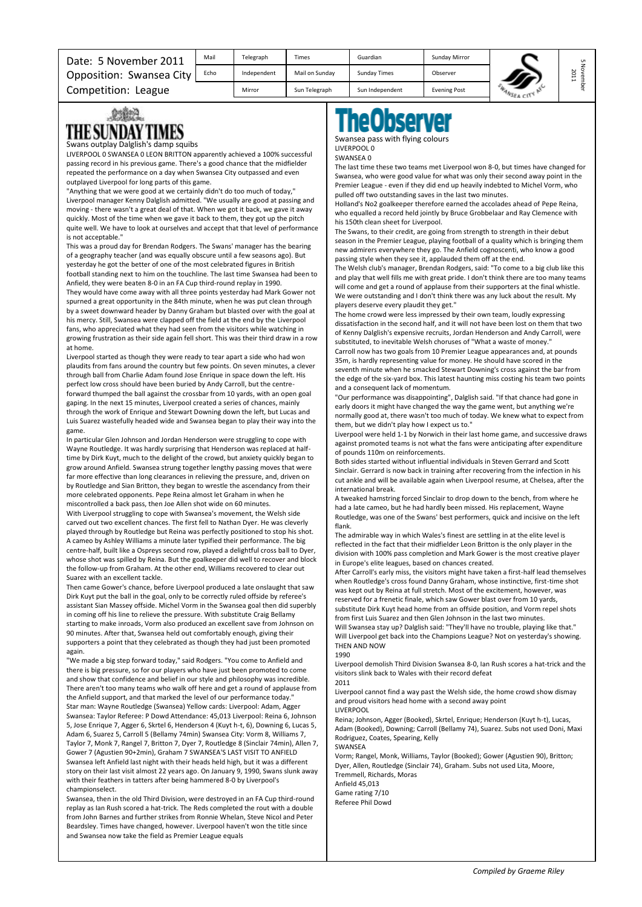Date: 5 November 2011
Opposition: Swansea City
Competition: League

| Mail | Telegraph | Times | Guardian | Sunday Mirror |
|---|---|---|---|---|
| Echo | Independent | Mail on Sunday | Sunday Times | Observer |
| | Mirror | Sun Telegraph | Sun Independent | Evening Post |

## THE SUNDAY TIMES

### Swans outplay Dalglish's damp squibs

LIVERPOOL 0 SWANSEA 0 LEON BRITTON apparently achieved a 100% successful passing record in his previous game. There's a good chance that the midfielder repeated the performance on a day when Swansea City outpassed and even outplayed Liverpool for long parts of this game.

"Anything that we were good at we certainly didn't do too much of today," Liverpool manager Kenny Dalglish admitted. "We usually are good at passing and moving - there wasn't a great deal of that. When we got it back, we gave it away quickly. Most of the time when we gave it back to them, they got up the pitch quite well. We have to look at ourselves and accept that that level of performance is not acceptable."

This was a proud day for Brendan Rodgers. The Swans' manager has the bearing of a geography teacher (and was equally obscure until a few seasons ago). But yesterday he got the better of one of the most celebrated figures in British football standing next to him on the touchline. The last time Swansea had been to Anfield, they were beaten 8-0 in an FA Cup third-round replay in 1990.

They would have come away with all three points yesterday had Mark Gower not spurned a great opportunity in the 84th minute, when he was put clean through by a sweet downward header by Danny Graham but blasted over with the goal at his mercy. Still, Swansea were clapped off the field at the end by the Liverpool fans, who appreciated what they had seen from the visitors while watching in growing frustration as their side again fell short. This was their third draw in a row at home.

Liverpool started as though they were ready to tear apart a side who had won plaudits from fans around the country but few points. On seven minutes, a clever through ball from Charlie Adam found Jose Enrique in space down the left. His perfect low cross should have been buried by Andy Carroll, but the centre-forward thumped the ball against the crossbar from 10 yards, with an open goal gaping. In the next 15 minutes, Liverpool created a series of chances, mainly through the work of Enrique and Stewart Downing down the left, but Lucas and Luis Suarez wastefully headed wide and Swansea began to play their way into the game.

In particular Glen Johnson and Jordan Henderson were struggling to cope with Wayne Routledge. It was hardly surprising that Henderson was replaced at half-time by Dirk Kuyt, much to the delight of the crowd, but anxiety quickly began to grow around Anfield. Swansea strung together lengthy passing moves that were far more effective than long clearances in relieving the pressure, and, driven on by Routledge and Sian Britton, they began to wrestle the ascendancy from their more celebrated opponents. Pepe Reina almost let Graham in when he miscontrolled a back pass, then Joe Allen shot wide on 60 minutes.

With Liverpool struggling to cope with Swansea's movement, the Welsh side carved out two excellent chances. The first fell to Nathan Dyer. He was cleverly played through by Routledge but Reina was perfectly positioned to stop his shot. A cameo by Ashley Williams a minute later typified their performance. The big centre-half, built like a Ospreys second row, played a delightful cross ball to Dyer, whose shot was spilled by Reina. But the goalkeeper did well to recover and block the follow-up from Graham. At the other end, Williams recovered to clear out Suarez with an excellent tackle.

Then came Gower's chance, before Liverpool produced a late onslaught that saw Dirk Kuyt put the ball in the goal, only to be correctly ruled offside by referee's assistant Sian Massey offside. Michel Vorm in the Swansea goal then did superbly in coming off his line to relieve the pressure. With substitute Craig Bellamy starting to make inroads, Vorm also produced an excellent save from Johnson on 90 minutes. After that, Swansea held out comfortably enough, giving their supporters a point that they celebrated as though they had just been promoted again.

"We made a big step forward today," said Rodgers. "You come to Anfield and there is big pressure, so for our players who have just been promoted to come and show that confidence and belief in our style and philosophy was incredible. There aren't too many teams who walk off here and get a round of applause from the Anfield support, and that marked the level of our performance today."

Star man: Wayne Routledge (Swansea) Yellow cards: Liverpool: Adam, Agger Swansea: Taylor Referee: P Dowd Attendance: 45,013 Liverpool: Reina 6, Johnson 5, Jose Enrique 7, Agger 6, Skrtel 6, Henderson 4 (Kuyt h-t, 6), Downing 6, Lucas 5, Adam 6, Suarez 5, Carroll 5 (Bellamy 74min) Swansea City: Vorm 8, Williams 7, Taylor 7, Monk 7, Rangel 7, Britton 7, Dyer 7, Routledge 8 (Sinclair 74min), Allen 7, Gower 7 (Agustien 90+2min), Graham 7 SWANSEA'S LAST VISIT TO ANFIELD Swansea left Anfield last night with their heads held high, but it was a different story on their last visit almost 22 years ago. On January 9, 1990, Swans slunk away with their feathers in tatters after being hammered 8-0 by Liverpool's championselect.

Swansea, then in the old Third Division, were destroyed in an FA Cup third-round replay as Ian Rush scored a hat-trick. The Reds completed the rout with a double from John Barnes and further strikes from Ronnie Whelan, Steve Nicol and Peter Beardsley. Times have changed, however. Liverpool haven't won the title since and Swansea now take the field as Premier League equals

## The Observer

### Swansea pass with flying colours

LIVERPOOL 0
SWANSEA 0

The last time these two teams met Liverpool won 8-0, but times have changed for Swansea, who were good value for what was only their second away point in the Premier League - even if they did end up heavily indebted to Michel Vorm, who pulled off two outstanding saves in the last two minutes.

Holland's No2 goalkeeper therefore earned the accolades ahead of Pepe Reina, who equalled a record held jointly by Bruce Grobbelaar and Ray Clemence with his 150th clean sheet for Liverpool.

The Swans, to their credit, are going from strength to strength in their debut season in the Premier League, playing football of a quality which is bringing them new admirers everywhere they go. The Anfield cognoscenti, who know a good passing style when they see it, applauded them off at the end.

The Welsh club's manager, Brendan Rodgers, said: "To come to a big club like this and play that well fills me with great pride. I don't think there are too many teams will come and get a round of applause from their supporters at the final whistle. We were outstanding and I don't think there was any luck about the result. My players deserve every plaudit they get."

The home crowd were less impressed by their own team, loudly expressing dissatisfaction in the second half, and it will not have been lost on them that two of Kenny Dalglish's expensive recruits, Jordan Henderson and Andy Carroll, were substituted, to inevitable Welsh choruses of "What a waste of money."

Carroll now has two goals from 10 Premier League appearances and, at pounds 35m, is hardly representing value for money. He should have scored in the seventh minute when he smacked Stewart Downing's cross against the bar from the edge of the six-yard box. This latest haunting miss costing his team two points and a consequent lack of momentum.

"Our performance was disappointing", Dalglish said. "If that chance had gone in early doors it might have changed the way the game went, but anything we're normally good at, there wasn't too much of today. We knew what to expect from them, but we didn't play how I expect us to."

Liverpool were held 1-1 by Norwich in their last home game, and successive draws against promoted teams is not what the fans were anticipating after expenditure of pounds 110m on reinforcements.

Both sides started without influential individuals in Steven Gerrard and Scott Sinclair. Gerrard is now back in training after recovering from the infection in his cut ankle and will be available again when Liverpool resume, at Chelsea, after the international break.

A tweaked hamstring forced Sinclair to drop down to the bench, from where he had a late cameo, but he had hardly been missed. His replacement, Wayne Routledge, was one of the Swans' best performers, quick and incisive on the left flank.

The admirable way in which Wales's finest are settling in at the elite level is reflected in the fact that their midfielder Leon Britton is the only player in the division with 100% pass completion and Mark Gower is the most creative player in Europe's elite leagues, based on chances created.

After Carroll's early miss, the visitors might have taken a first-half lead themselves when Routledge's cross found Danny Graham, whose instinctive, first-time shot was kept out by Reina at full stretch. Most of the excitement, however, was reserved for a frenetic finale, which saw Gower blast over from 10 yards, substitute Dirk Kuyt head home from an offside position, and Vorm repel shots from first Luis Suarez and then Glen Johnson in the last two minutes.

Will Swansea stay up? Dalglish said: "They'll have no trouble, playing like that." Will Liverpool get back into the Champions League? Not on yesterday's showing.

THEN AND NOW

1990

Liverpool demolish Third Division Swansea 8-0, Ian Rush scores a hat-trick and the visitors slink back to Wales with their record defeat

2011

Liverpool cannot find a way past the Welsh side, the home crowd show dismay and proud visitors head home with a second away point

LIVERPOOL

Reina; Johnson, Agger (Booked), Skrtel, Enrique; Henderson (Kuyt h-t), Lucas, Adam (Booked), Downing; Carroll (Bellamy 74), Suarez. Subs not used Doni, Maxi Rodriguez, Coates, Spearing, Kelly

SWANSEA

Vorm; Rangel, Monk, Williams, Taylor (Booked); Gower (Agustien 90), Britton; Dyer, Allen, Routledge (Sinclair 74), Graham. Subs not used Lita, Moore, Tremmell, Richards, Moras

Anfield 45,013

Game rating 7/10

Referee Phil Dowd

*Compiled by Graeme Riley*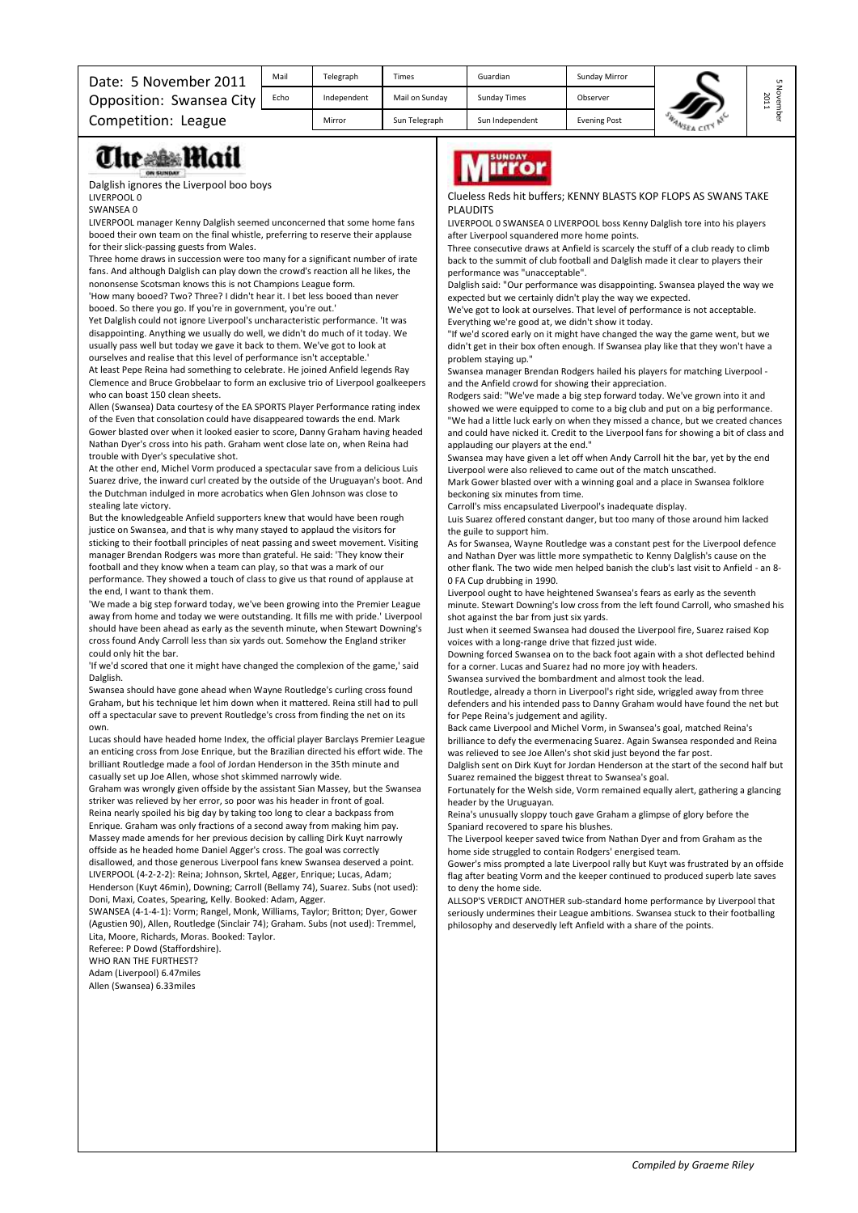| | | | | | |
|---|---|---|---|---|---|
| Date: 5 November 2011 | Mail | Telegraph | Times | Guardian | Sunday Mirror |
| Opposition: Swansea City | Echo | Independent | Mail on Sunday | Sunday Times | Observer |
| Competition: League | | Mirror | Sun Telegraph | Sun Independent | Evening Post |

## The Mail on Sunday

Dalglish ignores the Liverpool boo boys

LIVERPOOL 0

SWANSEA 0

LIVERPOOL manager Kenny Dalglish seemed unconcerned that some home fans booed their own team on the final whistle, preferring to reserve their applause for their slick-passing guests from Wales.

Three home draws in succession were too many for a significant number of irate fans. And although Dalglish can play down the crowd's reaction all he likes, the nononsense Scotsman knows this is not Champions League form.

'How many booed? Two? Three? I didn't hear it. I bet less booed than never booed. So there you go. If you're in government, you're out.'

Yet Dalglish could not ignore Liverpool's uncharacteristic performance. 'It was disappointing. Anything we usually do well, we didn't do much of it today. We usually pass well but today we gave it back to them. We've got to look at ourselves and realise that this level of performance isn't acceptable.'

At least Pepe Reina had something to celebrate. He joined Anfield legends Ray Clemence and Bruce Grobbelaar to form an exclusive trio of Liverpool goalkeepers who can boast 150 clean sheets.

Allen (Swansea) Data courtesy of the EA SPORTS Player Performance rating index of the Even that consolation could have disappeared towards the end. Mark Gower blasted over when it looked easier to score, Danny Graham having headed Nathan Dyer's cross into his path. Graham went close late on, when Reina had trouble with Dyer's speculative shot.

At the other end, Michel Vorm produced a spectacular save from a delicious Luis Suarez drive, the inward curl created by the outside of the Uruguayan's boot. And the Dutchman indulged in more acrobatics when Glen Johnson was close to stealing late victory.

But the knowledgeable Anfield supporters knew that would have been rough justice on Swansea, and that is why many stayed to applaud the visitors for sticking to their football principles of neat passing and sweet movement. Visiting manager Brendan Rodgers was more than grateful. He said: 'They know their football and they know when a team can play, so that was a mark of our performance. They showed a touch of class to give us that round of applause at the end, I want to thank them.

'We made a big step forward today, we've been growing into the Premier League away from home and today we were outstanding. It fills me with pride.' Liverpool should have been ahead as early as the seventh minute, when Stewart Downing's cross found Andy Carroll less than six yards out. Somehow the England striker could only hit the bar.

'If we'd scored that one it might have changed the complexion of the game,' said Dalglish.

Swansea should have gone ahead when Wayne Routledge's curling cross found Graham, but his technique let him down when it mattered. Reina still had to pull off a spectacular save to prevent Routledge's cross from finding the net on its own.

Lucas should have headed home Index, the official player Barclays Premier League an enticing cross from Jose Enrique, but the Brazilian directed his effort wide. The brilliant Routledge made a fool of Jordan Henderson in the 35th minute and casually set up Joe Allen, whose shot skimmed narrowly wide.

Graham was wrongly given offside by the assistant Sian Massey, but the Swansea striker was relieved by her error, so poor was his header in front of goal.

Reina nearly spoiled his big day by taking too long to clear a backpass from Enrique. Graham was only fractions of a second away from making him pay.

Massey made amends for her previous decision by calling Dirk Kuyt narrowly offside as he headed home Daniel Agger's cross. The goal was correctly disallowed, and those generous Liverpool fans knew Swansea deserved a point.

LIVERPOOL (4-2-2-2): Reina; Johnson, Skrtel, Agger, Enrique; Lucas, Adam; Henderson (Kuyt 46min), Downing; Carroll (Bellamy 74), Suarez. Subs (not used): Doni, Maxi, Coates, Spearing, Kelly. Booked: Adam, Agger.

SWANSEA (4-1-4-1): Vorm; Rangel, Monk, Williams, Taylor; Britton; Dyer, Gower (Agustien 90), Allen, Routledge (Sinclair 74); Graham. Subs (not used): Tremmel, Lita, Moore, Richards, Moras. Booked: Taylor.

Referee: P Dowd (Staffordshire).

WHO RAN THE FURTHEST?

Adam (Liverpool) 6.47miles

Allen (Swansea) 6.33miles

## Sunday Mirror

Clueless Reds hit buffers; KENNY BLASTS KOP FLOPS AS SWANS TAKE PLAUDITS

LIVERPOOL 0 SWANSEA 0 LIVERPOOL boss Kenny Dalglish tore into his players after Liverpool squandered more home points.

Three consecutive draws at Anfield is scarcely the stuff of a club ready to climb back to the summit of club football and Dalglish made it clear to players their performance was "unacceptable".

Dalglish said: "Our performance was disappointing. Swansea played the way we expected but we certainly didn't play the way we expected.

We've got to look at ourselves. That level of performance is not acceptable. Everything we're good at, we didn't show it today.

"If we'd scored early on it might have changed the way the game went, but we didn't get in their box often enough. If Swansea play like that they won't have a problem staying up."

Swansea manager Brendan Rodgers hailed his players for matching Liverpool - and the Anfield crowd for showing their appreciation.

Rodgers said: "We've made a big step forward today. We've grown into it and showed we were equipped to come to a big club and put on a big performance. "We had a little luck early on when they missed a chance, but we created chances and could have nicked it. Credit to the Liverpool fans for showing a bit of class and applauding our players at the end."

Swansea may have given a let off when Andy Carroll hit the bar, yet by the end Liverpool were also relieved to came out of the match unscathed.

Mark Gower blasted over with a winning goal and a place in Swansea folklore beckoning six minutes from time.

Carroll's miss encapsulated Liverpool's inadequate display.

Luis Suarez offered constant danger, but too many of those around him lacked the guile to support him.

As for Swansea, Wayne Routledge was a constant pest for the Liverpool defence and Nathan Dyer was little more sympathetic to Kenny Dalglish's cause on the other flank. The two wide men helped banish the club's last visit to Anfield - an 8-0 FA Cup drubbing in 1990.

Liverpool ought to have heightened Swansea's fears as early as the seventh minute. Stewart Downing's low cross from the left found Carroll, who smashed his shot against the bar from just six yards.

Just when it seemed Swansea had doused the Liverpool fire, Suarez raised Kop voices with a long-range drive that fizzed just wide.

Downing forced Swansea on to the back foot again with a shot deflected behind for a corner. Lucas and Suarez had no more joy with headers.

Swansea survived the bombardment and almost took the lead.

Routledge, already a thorn in Liverpool's right side, wriggled away from three defenders and his intended pass to Danny Graham would have found the net but for Pepe Reina's judgement and agility.

Back came Liverpool and Michel Vorm, in Swansea's goal, matched Reina's brilliance to defy the evermenacing Suarez. Again Swansea responded and Reina was relieved to see Joe Allen's shot skid just beyond the far post.

Dalglish sent on Dirk Kuyt for Jordan Henderson at the start of the second half but Suarez remained the biggest threat to Swansea's goal.

Fortunately for the Welsh side, Vorm remained equally alert, gathering a glancing header by the Uruguayan.

Reina's unusually sloppy touch gave Graham a glimpse of glory before the Spaniard recovered to spare his blushes.

The Liverpool keeper saved twice from Nathan Dyer and from Graham as the home side struggled to contain Rodgers' energised team.

Gower's miss prompted a late Liverpool rally but Kuyt was frustrated by an offside flag after beating Vorm and the keeper continued to produced superb late saves to deny the home side.

ALLSOP'S VERDICT ANOTHER sub-standard home performance by Liverpool that seriously undermines their League ambitions. Swansea stuck to their footballing philosophy and deservedly left Anfield with a share of the points.

*Compiled by Graeme Riley*